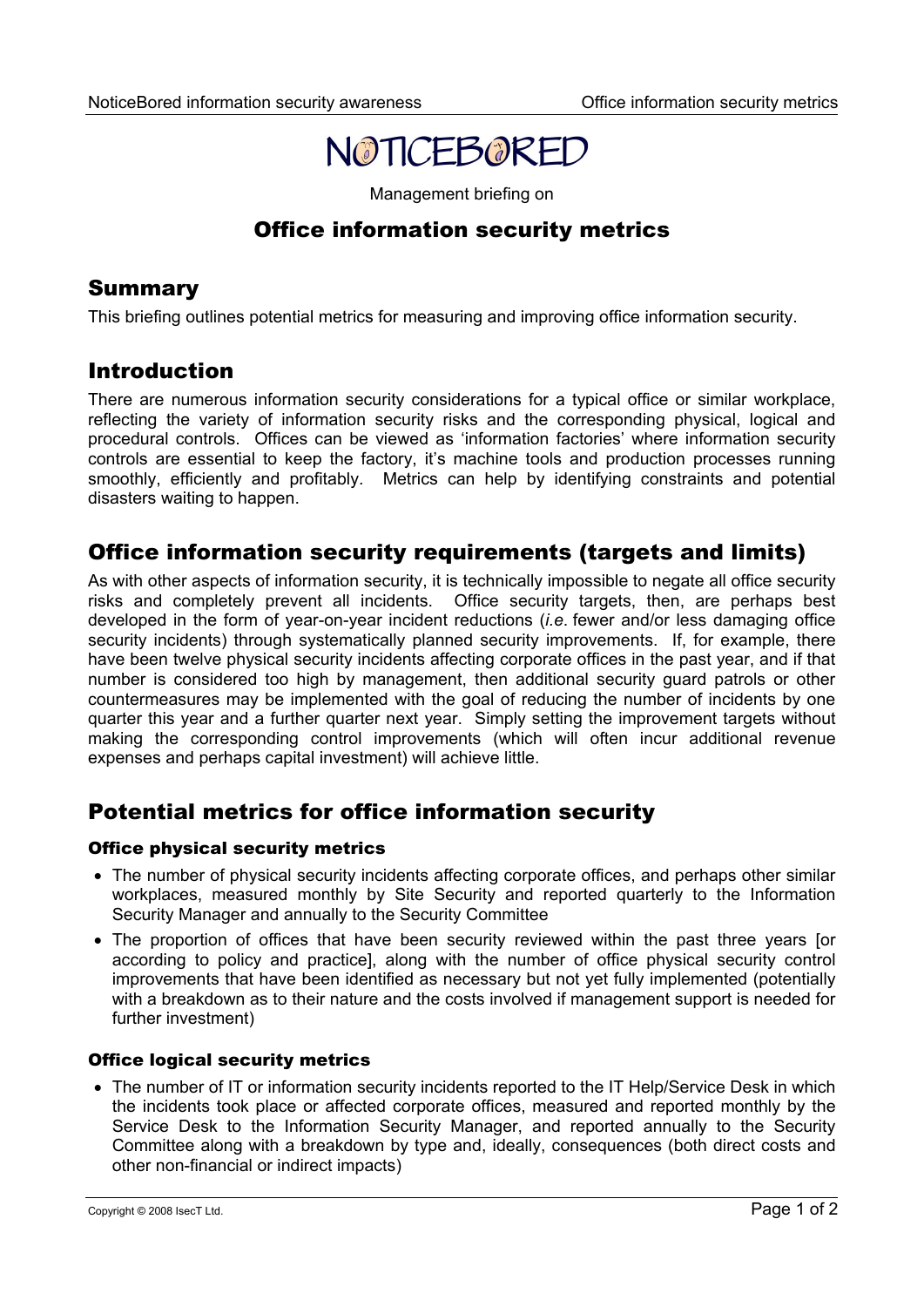# NOTICEBORED

Management briefing on

## Office information security metrics

## Summary

This briefing outlines potential metrics for measuring and improving office information security.

## Introduction

There are numerous information security considerations for a typical office or similar workplace, reflecting the variety of information security risks and the corresponding physical, logical and procedural controls. Offices can be viewed as 'information factories' where information security controls are essential to keep the factory, it's machine tools and production processes running smoothly, efficiently and profitably. Metrics can help by identifying constraints and potential disasters waiting to happen.

## Office information security requirements (targets and limits)

As with other aspects of information security, it is technically impossible to negate all office security risks and completely prevent all incidents. Office security targets, then, are perhaps best developed in the form of year-on-year incident reductions (*i.e.* fewer and/or less damaging office security incidents) through systematically planned security improvements. If, for example, there have been twelve physical security incidents affecting corporate offices in the past year, and if that number is considered too high by management, then additional security guard patrols or other countermeasures may be implemented with the goal of reducing the number of incidents by one quarter this year and a further quarter next year. Simply setting the improvement targets without making the corresponding control improvements (which will often incur additional revenue expenses and perhaps capital investment) will achieve little.

## Potential metrics for office information security

### Office physical security metrics

- The number of physical security incidents affecting corporate offices, and perhaps other similar workplaces, measured monthly by Site Security and reported quarterly to the Information Security Manager and annually to the Security Committee
- The proportion of offices that have been security reviewed within the past three years [or according to policy and practice], along with the number of office physical security control improvements that have been identified as necessary but not yet fully implemented (potentially with a breakdown as to their nature and the costs involved if management support is needed for further investment)

### Office logical security metrics

- The number of IT or information security incidents reported to the IT Help/Service Desk in which the incidents took place or affected corporate offices, measured and reported monthly by the Service Desk to the Information Security Manager, and reported annually to the Security Committee along with a breakdown by type and, ideally, consequences (both direct costs and other non-financial or indirect impacts)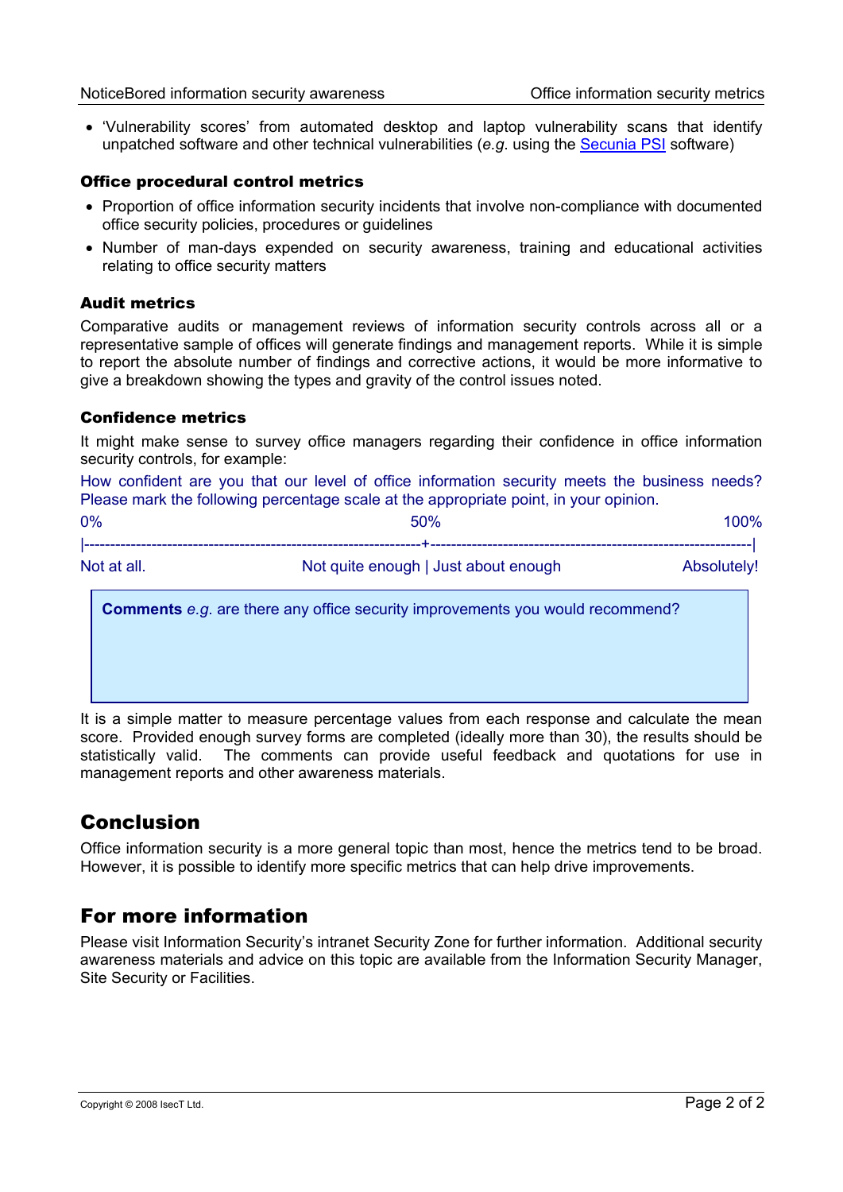- 'Vulnerability scores' from automated desktop and laptop vulnerability scans that identify unpatched software and other technical vulnerabilities (*e.g.* using the [Secunia PSI](Secunia PSI) software)

### Office procedural control metrics

- Proportion of office information security incidents that involve non-compliance with documented office security policies, procedures or guidelines
- Number of man-days expended on security awareness, training and educational activities relating to office security matters

### Audit metrics

Comparative audits or management reviews of information security controls across all or a representative sample of offices will generate findings and management reports. While it is simple to report the absolute number of findings and corrective actions, it would be more informative to give a breakdown showing the types and gravity of the control issues noted.

### Confidence metrics

It might make sense to survey office managers regarding their confidence in office information security controls, for example:

How confident are you that our level of office information security meets the business needs? Please mark the following percentage scale at the appropriate point, in your opinion.

```
0%                                  50%                                  100%
|-----------------------------------+-----------------------------------|
Not at all.          Not quite enough | Just about enough          Absolutely!
```

**Comments** *e.g.* are there any office security improvements you would recommend?

It is a simple matter to measure percentage values from each response and calculate the mean score. Provided enough survey forms are completed (ideally more than 30), the results should be statistically valid. The comments can provide useful feedback and quotations for use in management reports and other awareness materials.

## Conclusion

Office information security is a more general topic than most, hence the metrics tend to be broad. However, it is possible to identify more specific metrics that can help drive improvements.

## For more information

Please visit Information Security's intranet Security Zone for further information. Additional security awareness materials and advice on this topic are available from the Information Security Manager, Site Security or Facilities.

Copyright © 2008 IsecT Ltd.